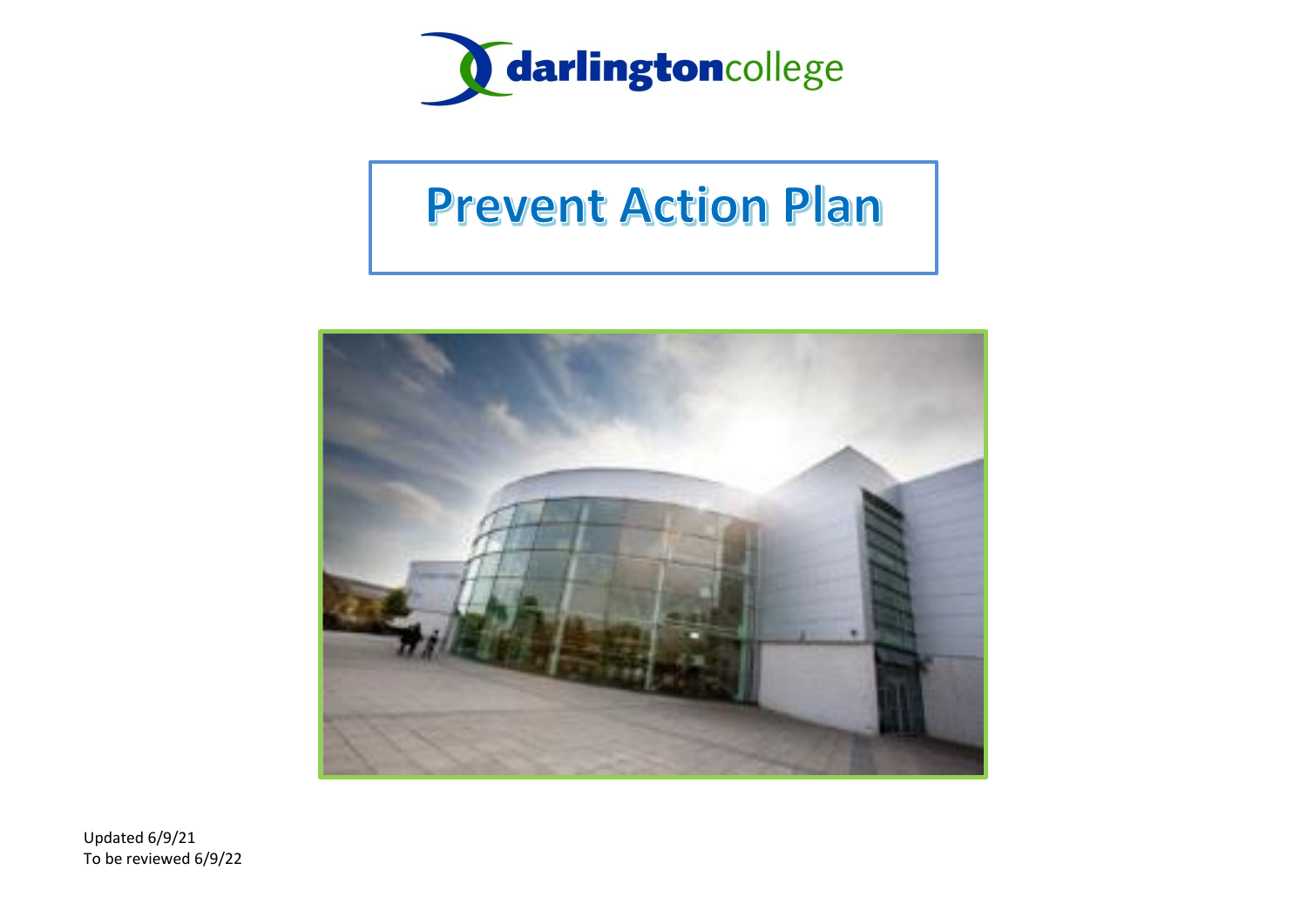darlingtoncollege

# Prevent Action Plan

Updated 6/9/21
To be reviewed 6/9/22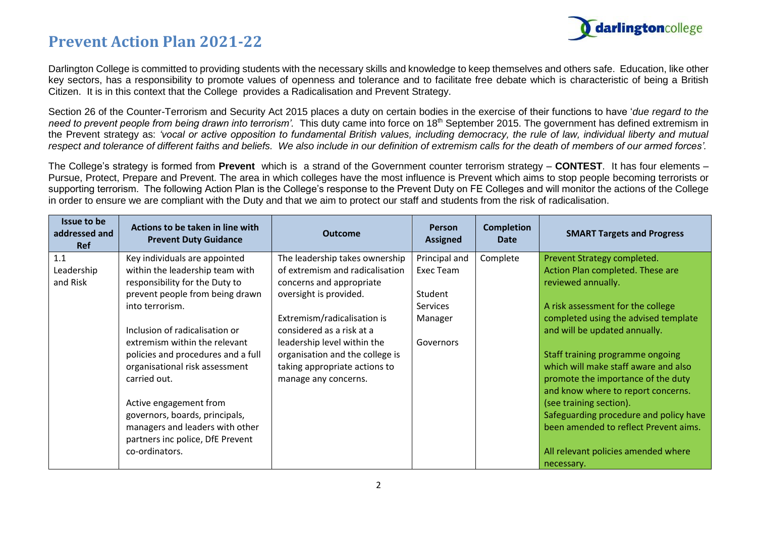# Prevent Action Plan 2021-22

Darlington College is committed to providing students with the necessary skills and knowledge to keep themselves and others safe. Education, like other key sectors, has a responsibility to promote values of openness and tolerance and to facilitate free debate which is characteristic of being a British Citizen. It is in this context that the College provides a Radicalisation and Prevent Strategy.

Section 26 of the Counter-Terrorism and Security Act 2015 places a duty on certain bodies in the exercise of their functions to have '*due regard to the need to prevent people from being drawn into terrorism'*. This duty came into force on 18th September 2015. The government has defined extremism in the Prevent strategy as: *'vocal or active opposition to fundamental British values, including democracy, the rule of law, individual liberty and mutual respect and tolerance of different faiths and beliefs. We also include in our definition of extremism calls for the death of members of our armed forces'.*

The College's strategy is formed from **Prevent** which is a strand of the Government counter terrorism strategy – **CONTEST**. It has four elements – Pursue, Protect, Prepare and Prevent. The area in which colleges have the most influence is Prevent which aims to stop people becoming terrorists or supporting terrorism. The following Action Plan is the College's response to the Prevent Duty on FE Colleges and will monitor the actions of the College in order to ensure we are compliant with the Duty and that we aim to protect our staff and students from the risk of radicalisation.

| Issue to be addressed and Ref | Actions to be taken in line with Prevent Duty Guidance | Outcome | Person Assigned | Completion Date | SMART Targets and Progress |
|---|---|---|---|---|---|
| 1.1 Leadership and Risk | Key individuals are appointed within the leadership team with responsibility for the Duty to prevent people from being drawn into terrorism.<br><br>Inclusion of radicalisation or extremism within the relevant policies and procedures and a full organisational risk assessment carried out.<br><br>Active engagement from governors, boards, principals, managers and leaders with other partners inc police, DfE Prevent co-ordinators. | The leadership takes ownership of extremism and radicalisation concerns and appropriate oversight is provided.<br><br>Extremism/radicalisation is considered as a risk at a leadership level within the organisation and the college is taking appropriate actions to manage any concerns. | Principal and Exec Team<br><br>Student Services Manager<br><br>Governors | Complete | Prevent Strategy completed.<br>Action Plan completed. These are reviewed annually.<br><br>A risk assessment for the college completed using the advised template and will be updated annually.<br><br>Staff training programme ongoing which will make staff aware and also promote the importance of the duty and know where to report concerns. (see training section).<br>Safeguarding procedure and policy have been amended to reflect Prevent aims.<br><br>All relevant policies amended where necessary. |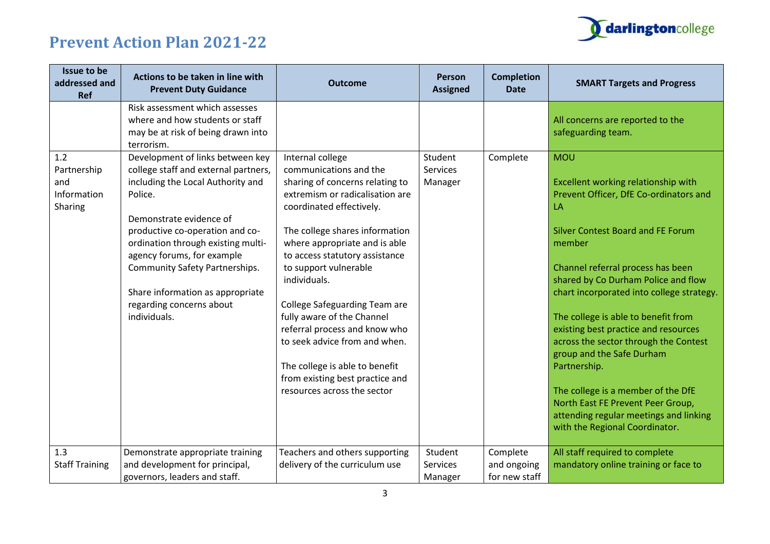# Prevent Action Plan 2021-22

| Issue to be addressed and Ref | Actions to be taken in line with Prevent Duty Guidance | Outcome | Person Assigned | Completion Date | SMART Targets and Progress |
|---|---|---|---|---|---|
| | Risk assessment which assesses where and how students or staff may be at risk of being drawn into terrorism. | | | | All concerns are reported to the safeguarding team. |
| 1.2 Partnership and Information Sharing | Development of links between key college staff and external partners, including the Local Authority and Police.<br><br>Demonstrate evidence of productive co-operation and co-ordination through existing multi-agency forums, for example Community Safety Partnerships.<br><br>Share information as appropriate regarding concerns about individuals. | Internal college communications and the sharing of concerns relating to extremism or radicalisation are coordinated effectively.<br><br>The college shares information where appropriate and is able to access statutory assistance to support vulnerable individuals.<br><br>College Safeguarding Team are fully aware of the Channel referral process and know who to seek advice from and when.<br><br>The college is able to benefit from existing best practice and resources across the sector | Student Services Manager | Complete | MOU<br><br>Excellent working relationship with Prevent Officer, DfE Co-ordinators and LA<br><br>Silver Contest Board and FE Forum member<br><br>Channel referral process has been shared by Co Durham Police and flow chart incorporated into college strategy.<br><br>The college is able to benefit from existing best practice and resources across the sector through the Contest group and the Safe Durham Partnership.<br><br>The college is a member of the DfE North East FE Prevent Peer Group, attending regular meetings and linking with the Regional Coordinator. |
| 1.3 Staff Training | Demonstrate appropriate training and development for principal, governors, leaders and staff. | Teachers and others supporting delivery of the curriculum use | Student Services Manager | Complete and ongoing for new staff | All staff required to complete mandatory online training or face to |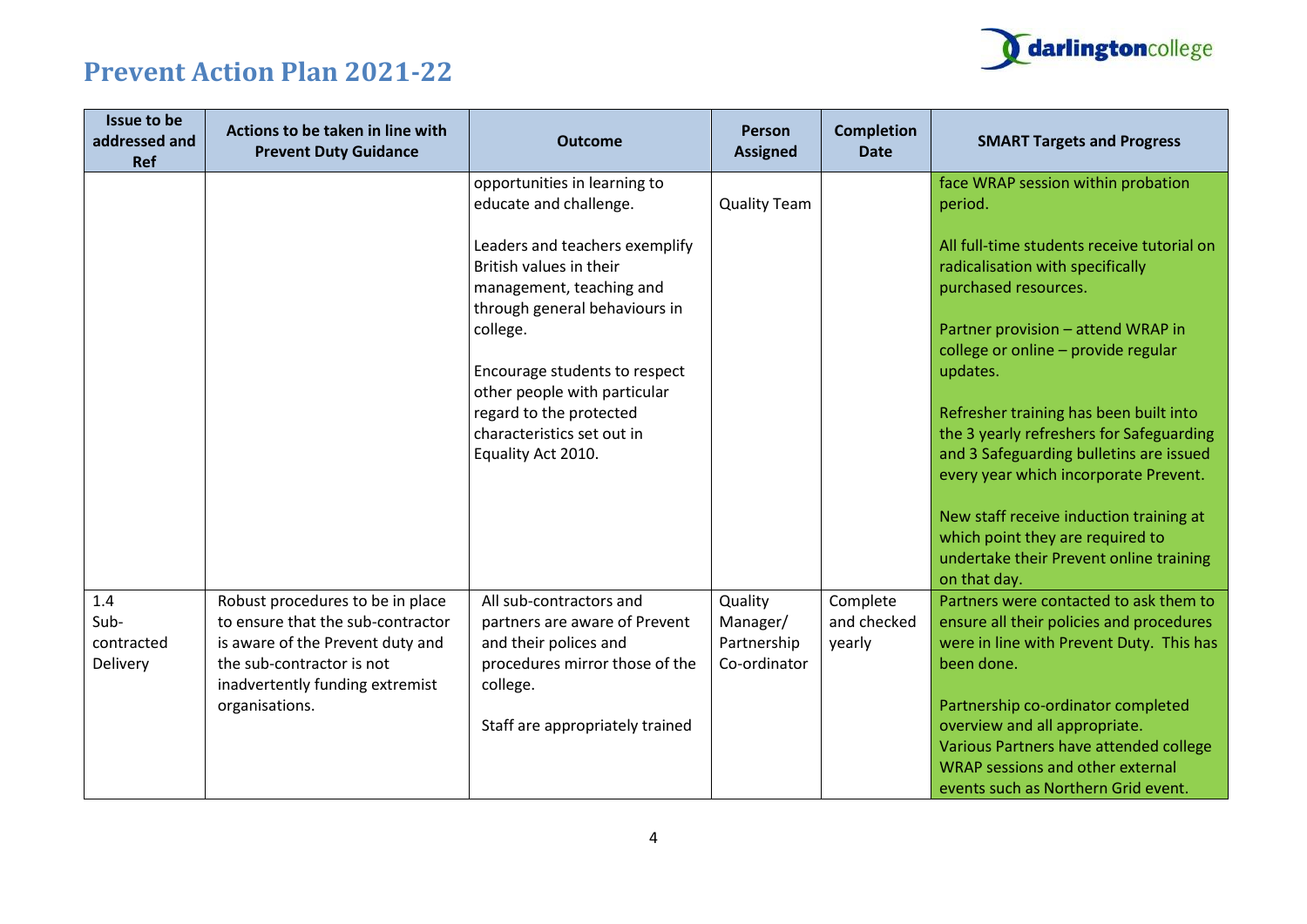# Prevent Action Plan 2021-22

| Issue to be addressed and Ref | Actions to be taken in line with Prevent Duty Guidance | Outcome | Person Assigned | Completion Date | SMART Targets and Progress |
|---|---|---|---|---|---|
| | | opportunities in learning to educate and challenge.<br><br>Leaders and teachers exemplify British values in their management, teaching and through general behaviours in college.<br><br>Encourage students to respect other people with particular regard to the protected characteristics set out in Equality Act 2010. | Quality Team | | face WRAP session within probation period.<br><br>All full-time students receive tutorial on radicalisation with specifically purchased resources.<br><br>Partner provision – attend WRAP in college or online – provide regular updates.<br><br>Refresher training has been built into the 3 yearly refreshers for Safeguarding and 3 Safeguarding bulletins are issued every year which incorporate Prevent.<br><br>New staff receive induction training at which point they are required to undertake their Prevent online training on that day. |
| 1.4 Sub-contracted Delivery | Robust procedures to be in place to ensure that the sub-contractor is aware of the Prevent duty and the sub-contractor is not inadvertently funding extremist organisations. | All sub-contractors and partners are aware of Prevent and their polices and procedures mirror those of the college.<br><br>Staff are appropriately trained | Quality Manager/ Partnership Co-ordinator | Complete and checked yearly | Partners were contacted to ask them to ensure all their policies and procedures were in line with Prevent Duty. This has been done.<br><br>Partnership co-ordinator completed overview and all appropriate.<br>Various Partners have attended college WRAP sessions and other external events such as Northern Grid event. |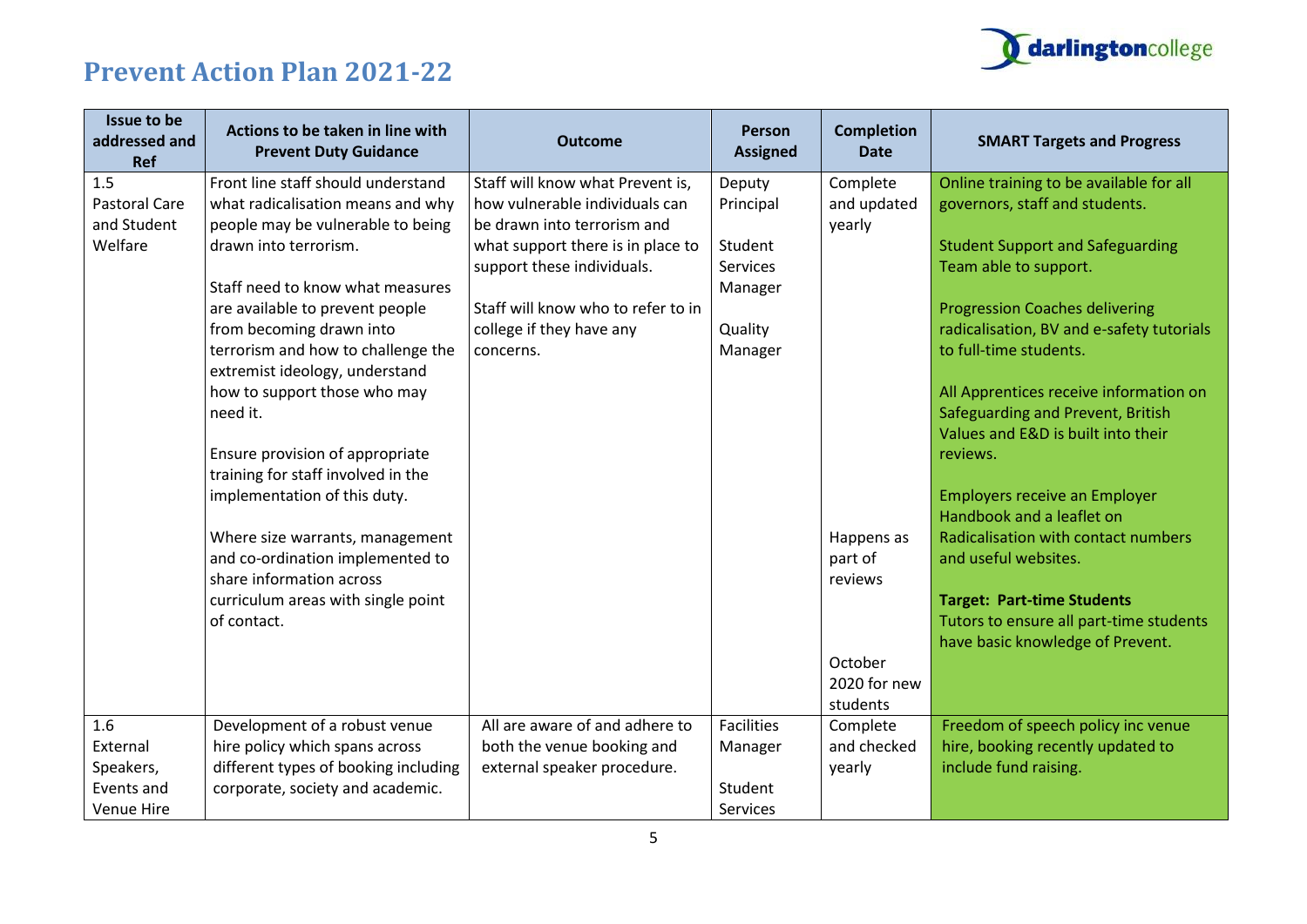# Prevent Action Plan 2021-22

| Issue to be addressed and Ref | Actions to be taken in line with Prevent Duty Guidance | Outcome | Person Assigned | Completion Date | SMART Targets and Progress |
|---|---|---|---|---|---|
| 1.5 Pastoral Care and Student Welfare | Front line staff should understand what radicalisation means and why people may be vulnerable to being drawn into terrorism.<br><br>Staff need to know what measures are available to prevent people from becoming drawn into terrorism and how to challenge the extremist ideology, understand how to support those who may need it.<br><br>Ensure provision of appropriate training for staff involved in the implementation of this duty.<br><br>Where size warrants, management and co-ordination implemented to share information across curriculum areas with single point of contact. | Staff will know what Prevent is, how vulnerable individuals can be drawn into terrorism and what support there is in place to support these individuals.<br><br>Staff will know who to refer to in college if they have any concerns. | Deputy Principal<br><br>Student Services Manager<br><br>Quality Manager | Complete and updated yearly<br><br>Happens as part of reviews<br><br>October 2020 for new students | Online training to be available for all governors, staff and students.<br><br>Student Support and Safeguarding Team able to support.<br><br>Progression Coaches delivering radicalisation, BV and e-safety tutorials to full-time students.<br><br>All Apprentices receive information on Safeguarding and Prevent, British Values and E&D is built into their reviews.<br><br>Employers receive an Employer Handbook and a leaflet on Radicalisation with contact numbers and useful websites.<br><br>**Target: Part-time Students**<br>Tutors to ensure all part-time students have basic knowledge of Prevent. |
| 1.6 External Speakers, Events and Venue Hire | Development of a robust venue hire policy which spans across different types of booking including corporate, society and academic. | All are aware of and adhere to both the venue booking and external speaker procedure. | Facilities Manager<br><br>Student Services | Complete and checked yearly | Freedom of speech policy inc venue hire, booking recently updated to include fund raising. |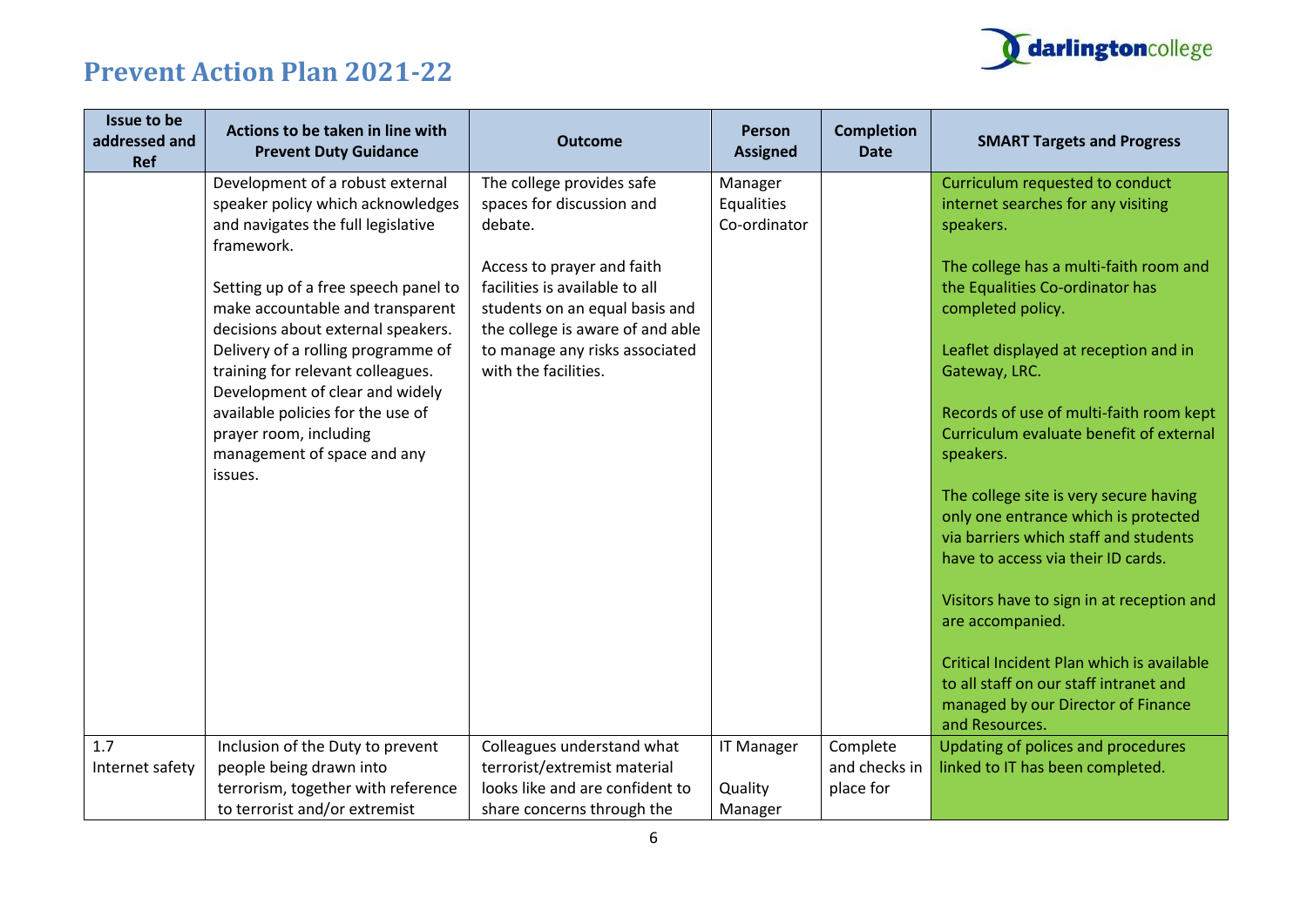# Prevent Action Plan 2021-22

| Issue to be addressed and Ref | Actions to be taken in line with Prevent Duty Guidance | Outcome | Person Assigned | Completion Date | SMART Targets and Progress |
|---|---|---|---|---|---|
| | Development of a robust external speaker policy which acknowledges and navigates the full legislative framework.<br><br>Setting up of a free speech panel to make accountable and transparent decisions about external speakers. Delivery of a rolling programme of training for relevant colleagues. Development of clear and widely available policies for the use of prayer room, including management of space and any issues. | The college provides safe spaces for discussion and debate.<br><br>Access to prayer and faith facilities is available to all students on an equal basis and the college is aware of and able to manage any risks associated with the facilities. | Manager Equalities Co-ordinator | | Curriculum requested to conduct internet searches for any visiting speakers.<br><br>The college has a multi-faith room and the Equalities Co-ordinator has completed policy.<br><br>Leaflet displayed at reception and in Gateway, LRC.<br><br>Records of use of multi-faith room kept Curriculum evaluate benefit of external speakers.<br><br>The college site is very secure having only one entrance which is protected via barriers which staff and students have to access via their ID cards.<br><br>Visitors have to sign in at reception and are accompanied.<br><br>Critical Incident Plan which is available to all staff on our staff intranet and managed by our Director of Finance and Resources. |
| 1.7<br>Internet safety | Inclusion of the Duty to prevent people being drawn into terrorism, together with reference to terrorist and/or extremist | Colleagues understand what terrorist/extremist material looks like and are confident to share concerns through the | IT Manager<br><br>Quality Manager | Complete and checks in place for | Updating of polices and procedures linked to IT has been completed. |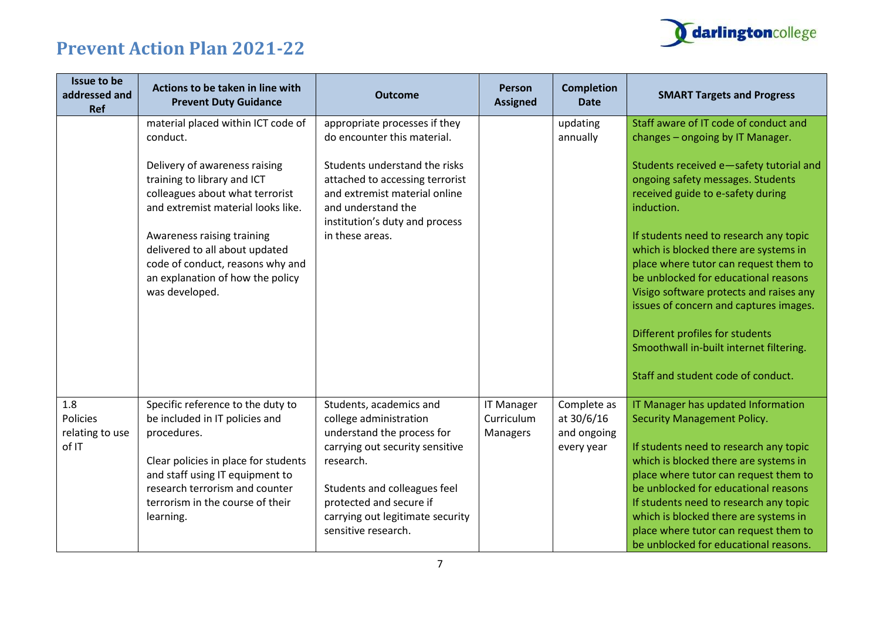# Prevent Action Plan 2021-22

| Issue to be addressed and Ref | Actions to be taken in line with Prevent Duty Guidance | Outcome | Person Assigned | Completion Date | SMART Targets and Progress |
|---|---|---|---|---|---|
| | material placed within ICT code of conduct.<br><br>Delivery of awareness raising training to library and ICT colleagues about what terrorist and extremist material looks like.<br><br>Awareness raising training delivered to all about updated code of conduct, reasons why and an explanation of how the policy was developed. | appropriate processes if they do encounter this material.<br><br>Students understand the risks attached to accessing terrorist and extremist material online and understand the institution's duty and process in these areas. | | updating annually | Staff aware of IT code of conduct and changes – ongoing by IT Manager.<br><br>Students received e—safety tutorial and ongoing safety messages. Students received guide to e-safety during induction.<br><br>If students need to research any topic which is blocked there are systems in place where tutor can request them to be unblocked for educational reasons Visigo software protects and raises any issues of concern and captures images.<br><br>Different profiles for students Smoothwall in-built internet filtering.<br><br>Staff and student code of conduct. |
| 1.8 Policies relating to use of IT | Specific reference to the duty to be included in IT policies and procedures.<br><br>Clear policies in place for students and staff using IT equipment to research terrorism and counter terrorism in the course of their learning. | Students, academics and college administration understand the process for carrying out security sensitive research.<br><br>Students and colleagues feel protected and secure if carrying out legitimate security sensitive research. | IT Manager Curriculum Managers | Complete as at 30/6/16 and ongoing every year | IT Manager has updated Information Security Management Policy.<br><br>If students need to research any topic which is blocked there are systems in place where tutor can request them to be unblocked for educational reasons If students need to research any topic which is blocked there are systems in place where tutor can request them to be unblocked for educational reasons. |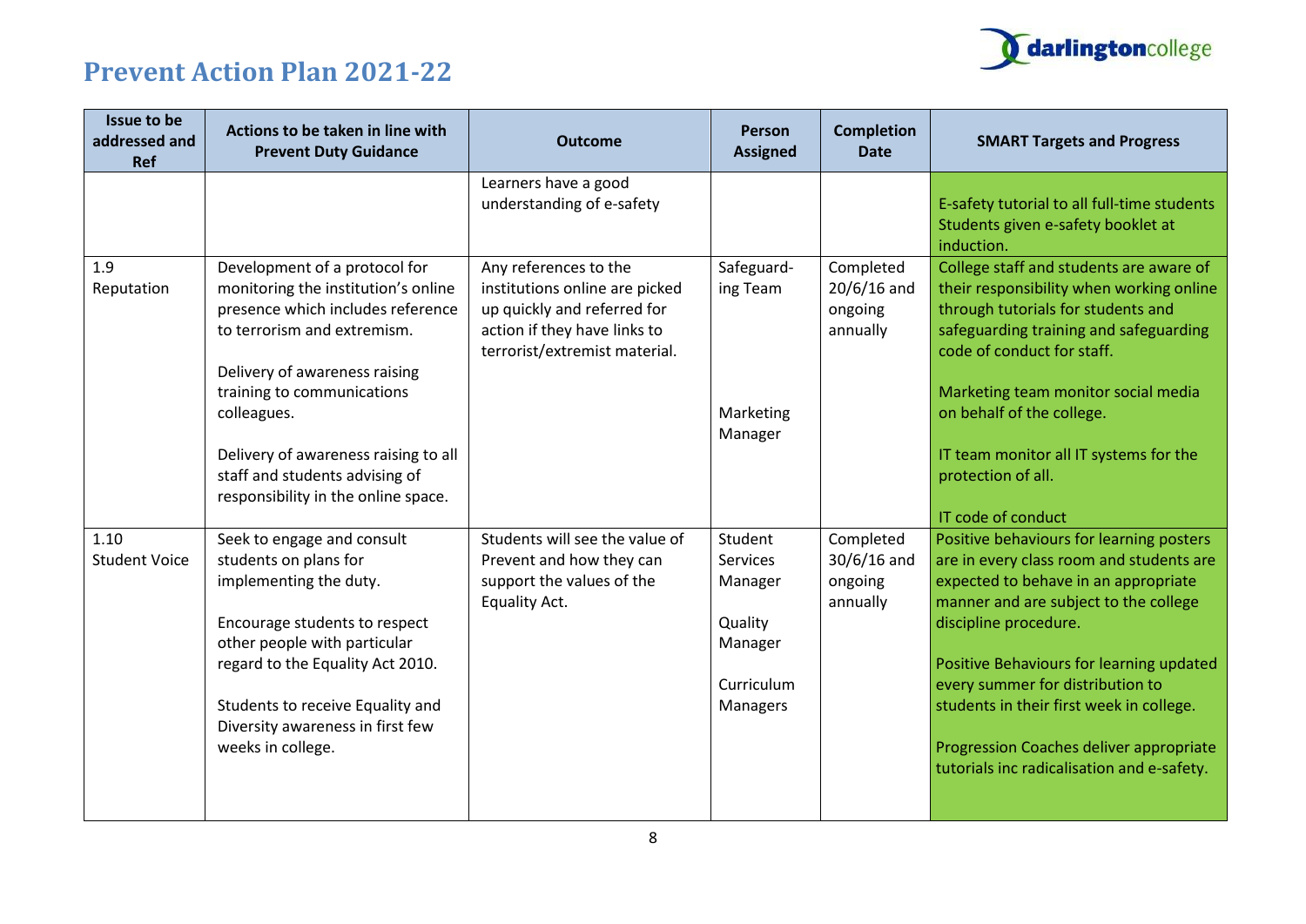# Prevent Action Plan 2021-22

| Issue to be addressed and Ref | Actions to be taken in line with Prevent Duty Guidance | Outcome | Person Assigned | Completion Date | SMART Targets and Progress |
|---|---|---|---|---|---|
| | | Learners have a good understanding of e-safety | | | E-safety tutorial to all full-time students Students given e-safety booklet at induction. |
| 1.9 Reputation | Development of a protocol for monitoring the institution's online presence which includes reference to terrorism and extremism.<br><br>Delivery of awareness raising training to communications colleagues.<br><br>Delivery of awareness raising to all staff and students advising of responsibility in the online space. | Any references to the institutions online are picked up quickly and referred for action if they have links to terrorist/extremist material. | Safeguard-ing Team<br><br>Marketing Manager | Completed 20/6/16 and ongoing annually | College staff and students are aware of their responsibility when working online through tutorials for students and safeguarding training and safeguarding code of conduct for staff.<br><br>Marketing team monitor social media on behalf of the college.<br><br>IT team monitor all IT systems for the protection of all.<br><br>IT code of conduct |
| 1.10 Student Voice | Seek to engage and consult students on plans for implementing the duty.<br><br>Encourage students to respect other people with particular regard to the Equality Act 2010.<br><br>Students to receive Equality and Diversity awareness in first few weeks in college. | Students will see the value of Prevent and how they can support the values of the Equality Act. | Student Services Manager<br><br>Quality Manager<br><br>Curriculum Managers | Completed 30/6/16 and ongoing annually | Positive behaviours for learning posters are in every class room and students are expected to behave in an appropriate manner and are subject to the college discipline procedure.<br><br>Positive Behaviours for learning updated every summer for distribution to students in their first week in college.<br><br>Progression Coaches deliver appropriate tutorials inc radicalisation and e-safety. |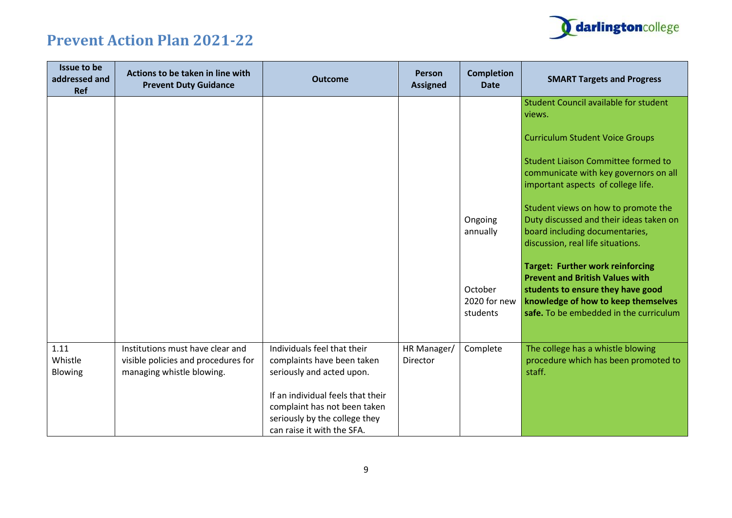# Prevent Action Plan 2021-22

| Issue to be addressed and Ref | Actions to be taken in line with Prevent Duty Guidance | Outcome | Person Assigned | Completion Date | SMART Targets and Progress |
|---|---|---|---|---|---|
| | | | | Ongoing annually<br><br>October 2020 for new students | Student Council available for student views.<br><br>Curriculum Student Voice Groups<br><br>Student Liaison Committee formed to communicate with key governors on all important aspects of college life.<br><br>Student views on how to promote the Duty discussed and their ideas taken on board including documentaries, discussion, real life situations.<br><br>**Target: Further work reinforcing Prevent and British Values with students to ensure they have good knowledge of how to keep themselves safe.** To be embedded in the curriculum |
| 1.11 Whistle Blowing | Institutions must have clear and visible policies and procedures for managing whistle blowing. | Individuals feel that their complaints have been taken seriously and acted upon.<br><br>If an individual feels that their complaint has not been taken seriously by the college they can raise it with the SFA. | HR Manager/ Director | Complete | The college has a whistle blowing procedure which has been promoted to staff. |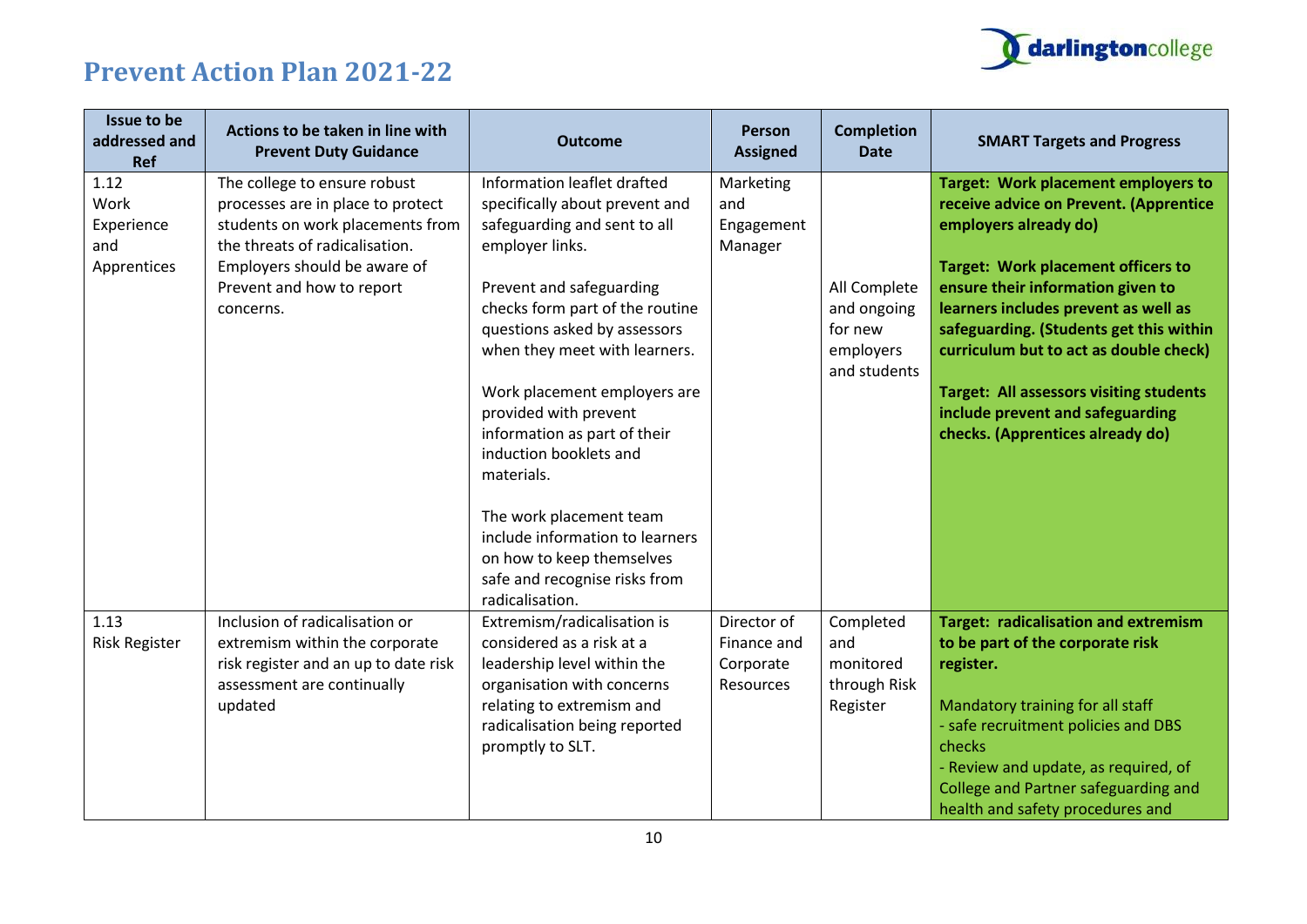# Prevent Action Plan 2021-22

| Issue to be addressed and Ref | Actions to be taken in line with Prevent Duty Guidance | Outcome | Person Assigned | Completion Date | SMART Targets and Progress |
|---|---|---|---|---|---|
| 1.12 Work Experience and Apprentices | The college to ensure robust processes are in place to protect students on work placements from the threats of radicalisation. Employers should be aware of Prevent and how to report concerns. | Information leaflet drafted specifically about prevent and safeguarding and sent to all employer links.<br><br>Prevent and safeguarding checks form part of the routine questions asked by assessors when they meet with learners.<br><br>Work placement employers are provided with prevent information as part of their induction booklets and materials.<br><br>The work placement team include information to learners on how to keep themselves safe and recognise risks from radicalisation. | Marketing and Engagement Manager | All Complete and ongoing for new employers and students | **Target: Work placement employers to receive advice on Prevent. (Apprentice employers already do)**<br><br>**Target: Work placement officers to ensure their information given to learners includes prevent as well as safeguarding. (Students get this within curriculum but to act as double check)**<br><br>**Target: All assessors visiting students include prevent and safeguarding checks. (Apprentices already do)** |
| 1.13 Risk Register | Inclusion of radicalisation or extremism within the corporate risk register and an up to date risk assessment are continually updated | Extremism/radicalisation is considered as a risk at a leadership level within the organisation with concerns relating to extremism and radicalisation being reported promptly to SLT. | Director of Finance and Corporate Resources | Completed and monitored through Risk Register | **Target: radicalisation and extremism to be part of the corporate risk register.**<br><br>Mandatory training for all staff<br>- safe recruitment policies and DBS checks<br>- Review and update, as required, of College and Partner safeguarding and health and safety procedures and |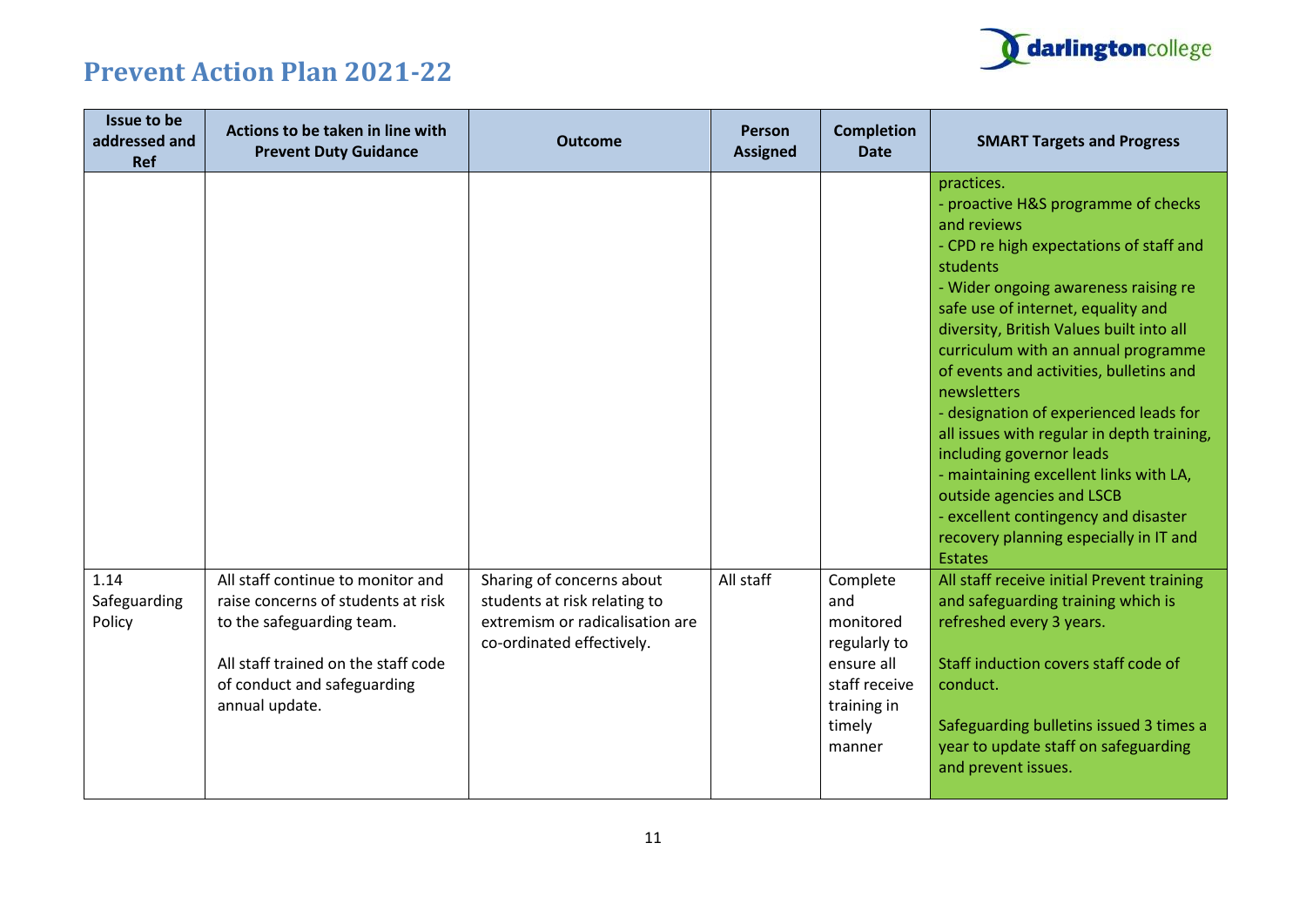# Prevent Action Plan 2021-22

| Issue to be addressed and Ref | Actions to be taken in line with Prevent Duty Guidance | Outcome | Person Assigned | Completion Date | SMART Targets and Progress |
|---|---|---|---|---|---|
| | | | | | practices.<br>- proactive H&S programme of checks and reviews<br>- CPD re high expectations of staff and students<br>- Wider ongoing awareness raising re safe use of internet, equality and diversity, British Values built into all curriculum with an annual programme of events and activities, bulletins and newsletters<br>- designation of experienced leads for all issues with regular in depth training, including governor leads<br>- maintaining excellent links with LA, outside agencies and LSCB<br>- excellent contingency and disaster recovery planning especially in IT and Estates |
| 1.14 Safeguarding Policy | All staff continue to monitor and raise concerns of students at risk to the safeguarding team.<br><br>All staff trained on the staff code of conduct and safeguarding annual update. | Sharing of concerns about students at risk relating to extremism or radicalisation are co-ordinated effectively. | All staff | Complete and monitored regularly to ensure all staff receive training in timely manner | All staff receive initial Prevent training and safeguarding training which is refreshed every 3 years.<br><br>Staff induction covers staff code of conduct.<br><br>Safeguarding bulletins issued 3 times a year to update staff on safeguarding and prevent issues. |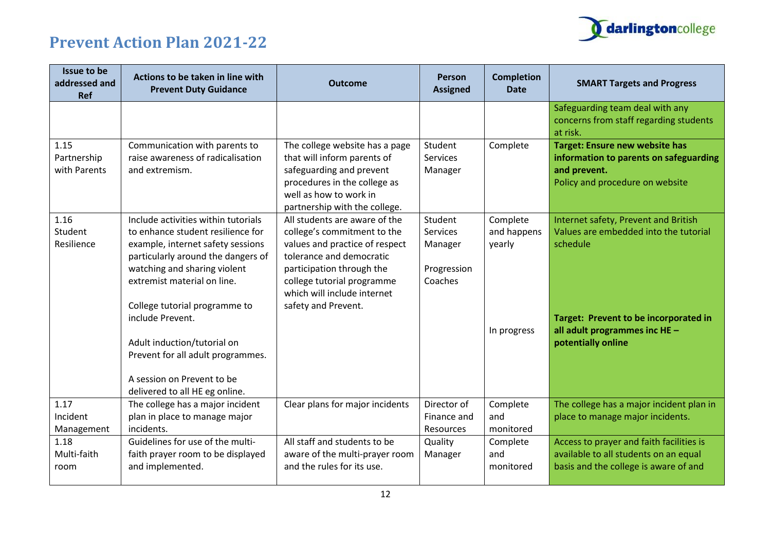# Prevent Action Plan 2021-22

| Issue to be addressed and Ref | Actions to be taken in line with Prevent Duty Guidance | Outcome | Person Assigned | Completion Date | SMART Targets and Progress |
|---|---|---|---|---|---|
| | | | | | Safeguarding team deal with any concerns from staff regarding students at risk. |
| 1.15 Partnership with Parents | Communication with parents to raise awareness of radicalisation and extremism. | The college website has a page that will inform parents of safeguarding and prevent procedures in the college as well as how to work in partnership with the college. | Student Services Manager | Complete | **Target: Ensure new website has information to parents on safeguarding and prevent.** Policy and procedure on website |
| 1.16 Student Resilience | Include activities within tutorials to enhance student resilience for example, internet safety sessions particularly around the dangers of watching and sharing violent extremist material on line.<br><br>College tutorial programme to include Prevent.<br><br>Adult induction/tutorial on Prevent for all adult programmes.<br><br>A session on Prevent to be delivered to all HE eg online. | All students are aware of the college's commitment to the values and practice of respect tolerance and democratic participation through the college tutorial programme which will include internet safety and Prevent. | Student Services Manager<br><br>Progression Coaches | Complete and happens yearly<br><br>In progress | Internet safety, Prevent and British Values are embedded into the tutorial schedule<br><br>**Target: Prevent to be incorporated in all adult programmes inc HE – potentially online** |
| 1.17 Incident Management | The college has a major incident plan in place to manage major incidents. | Clear plans for major incidents | Director of Finance and Resources | Complete and monitored | The college has a major incident plan in place to manage major incidents. |
| 1.18 Multi-faith room | Guidelines for use of the multi-faith prayer room to be displayed and implemented. | All staff and students to be aware of the multi-prayer room and the rules for its use. | Quality Manager | Complete and monitored | Access to prayer and faith facilities is available to all students on an equal basis and the college is aware of and |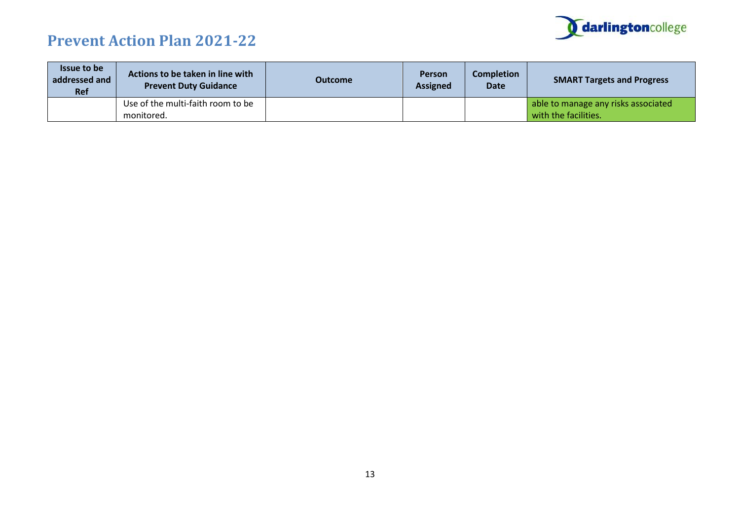# Prevent Action Plan 2021-22

| Issue to be addressed and Ref | Actions to be taken in line with Prevent Duty Guidance | Outcome | Person Assigned | Completion Date | SMART Targets and Progress |
|---|---|---|---|---|---|
| | Use of the multi-faith room to be monitored. | | | | able to manage any risks associated with the facilities. |